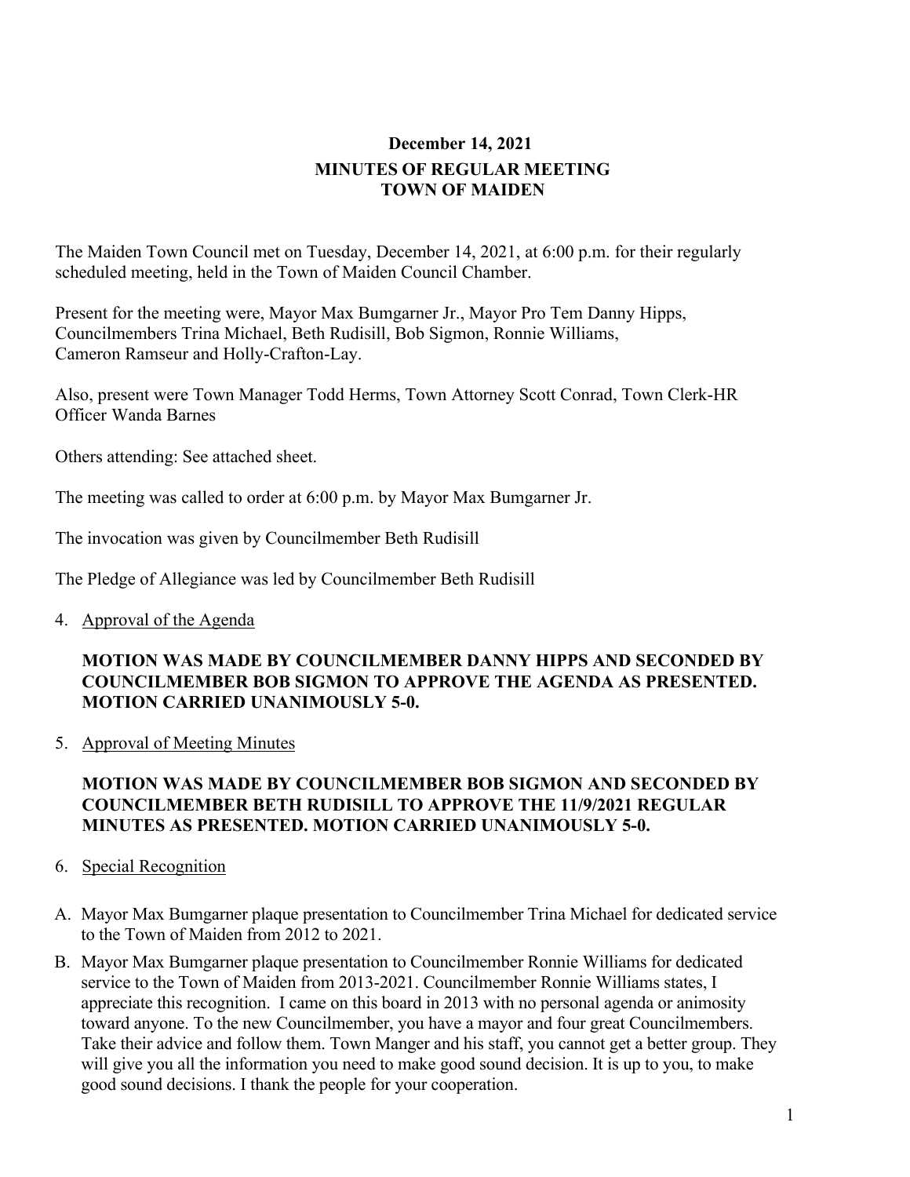**December 14, 2021**

**MINUTES OF REGULAR MEETING**
**TOWN OF MAIDEN**

The Maiden Town Council met on Tuesday, December 14, 2021, at 6:00 p.m. for their regularly scheduled meeting, held in the Town of Maiden Council Chamber.

Present for the meeting were, Mayor Max Bumgarner Jr., Mayor Pro Tem Danny Hipps, Councilmembers Trina Michael, Beth Rudisill, Bob Sigmon, Ronnie Williams, Cameron Ramseur and Holly-Crafton-Lay.

Also, present were Town Manager Todd Herms, Town Attorney Scott Conrad, Town Clerk-HR Officer Wanda Barnes

Others attending: See attached sheet.

The meeting was called to order at 6:00 p.m. by Mayor Max Bumgarner Jr.

The invocation was given by Councilmember Beth Rudisill

The Pledge of Allegiance was led by Councilmember Beth Rudisill

4. Approval of the Agenda

**MOTION WAS MADE BY COUNCILMEMBER DANNY HIPPS AND SECONDED BY COUNCILMEMBER BOB SIGMON TO APPROVE THE AGENDA AS PRESENTED. MOTION CARRIED UNANIMOUSLY 5-0.**

5. Approval of Meeting Minutes

**MOTION WAS MADE BY COUNCILMEMBER BOB SIGMON AND SECONDED BY COUNCILMEMBER BETH RUDISILL TO APPROVE THE 11/9/2021 REGULAR MINUTES AS PRESENTED. MOTION CARRIED UNANIMOUSLY 5-0.**

6. Special Recognition

A. Mayor Max Bumgarner plaque presentation to Councilmember Trina Michael for dedicated service to the Town of Maiden from 2012 to 2021.

B. Mayor Max Bumgarner plaque presentation to Councilmember Ronnie Williams for dedicated service to the Town of Maiden from 2013-2021. Councilmember Ronnie Williams states, I appreciate this recognition. I came on this board in 2013 with no personal agenda or animosity toward anyone. To the new Councilmember, you have a mayor and four great Councilmembers. Take their advice and follow them. Town Manger and his staff, you cannot get a better group. They will give you all the information you need to make good sound decision. It is up to you, to make good sound decisions. I thank the people for your cooperation.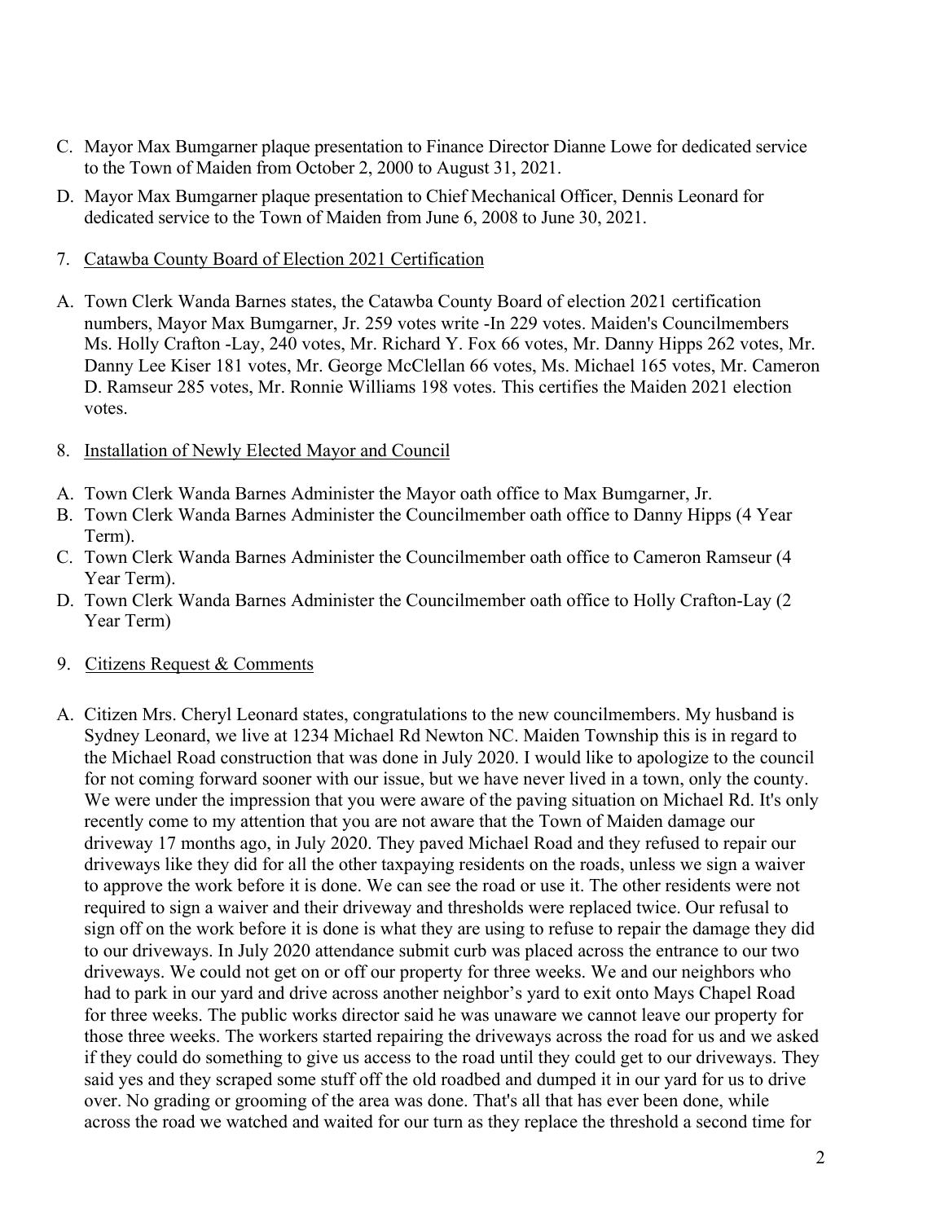C. Mayor Max Bumgarner plaque presentation to Finance Director Dianne Lowe for dedicated service to the Town of Maiden from October 2, 2000 to August 31, 2021.

D. Mayor Max Bumgarner plaque presentation to Chief Mechanical Officer, Dennis Leonard for dedicated service to the Town of Maiden from June 6, 2008 to June 30, 2021.

7. <u>Catawba County Board of Election 2021 Certification</u>

A. Town Clerk Wanda Barnes states, the Catawba County Board of election 2021 certification numbers, Mayor Max Bumgarner, Jr. 259 votes write -In 229 votes. Maiden's Councilmembers Ms. Holly Crafton -Lay, 240 votes, Mr. Richard Y. Fox 66 votes, Mr. Danny Hipps 262 votes, Mr. Danny Lee Kiser 181 votes, Mr. George McClellan 66 votes, Ms. Michael 165 votes, Mr. Cameron D. Ramseur 285 votes, Mr. Ronnie Williams 198 votes. This certifies the Maiden 2021 election votes.

8. <u>Installation of Newly Elected Mayor and Council</u>

A. Town Clerk Wanda Barnes Administer the Mayor oath office to Max Bumgarner, Jr.
B. Town Clerk Wanda Barnes Administer the Councilmember oath office to Danny Hipps (4 Year Term).
C. Town Clerk Wanda Barnes Administer the Councilmember oath office to Cameron Ramseur (4 Year Term).
D. Town Clerk Wanda Barnes Administer the Councilmember oath office to Holly Crafton-Lay (2 Year Term)

9. <u>Citizens Request & Comments</u>

A. Citizen Mrs. Cheryl Leonard states, congratulations to the new councilmembers. My husband is Sydney Leonard, we live at 1234 Michael Rd Newton NC. Maiden Township this is in regard to the Michael Road construction that was done in July 2020. I would like to apologize to the council for not coming forward sooner with our issue, but we have never lived in a town, only the county. We were under the impression that you were aware of the paving situation on Michael Rd. It's only recently come to my attention that you are not aware that the Town of Maiden damage our driveway 17 months ago, in July 2020. They paved Michael Road and they refused to repair our driveways like they did for all the other taxpaying residents on the roads, unless we sign a waiver to approve the work before it is done. We can see the road or use it. The other residents were not required to sign a waiver and their driveway and thresholds were replaced twice. Our refusal to sign off on the work before it is done is what they are using to refuse to repair the damage they did to our driveways. In July 2020 attendance submit curb was placed across the entrance to our two driveways. We could not get on or off our property for three weeks. We and our neighbors who had to park in our yard and drive across another neighbor's yard to exit onto Mays Chapel Road for three weeks. The public works director said he was unaware we cannot leave our property for those three weeks. The workers started repairing the driveways across the road for us and we asked if they could do something to give us access to the road until they could get to our driveways. They said yes and they scraped some stuff off the old roadbed and dumped it in our yard for us to drive over. No grading or grooming of the area was done. That's all that has ever been done, while across the road we watched and waited for our turn as they replace the threshold a second time for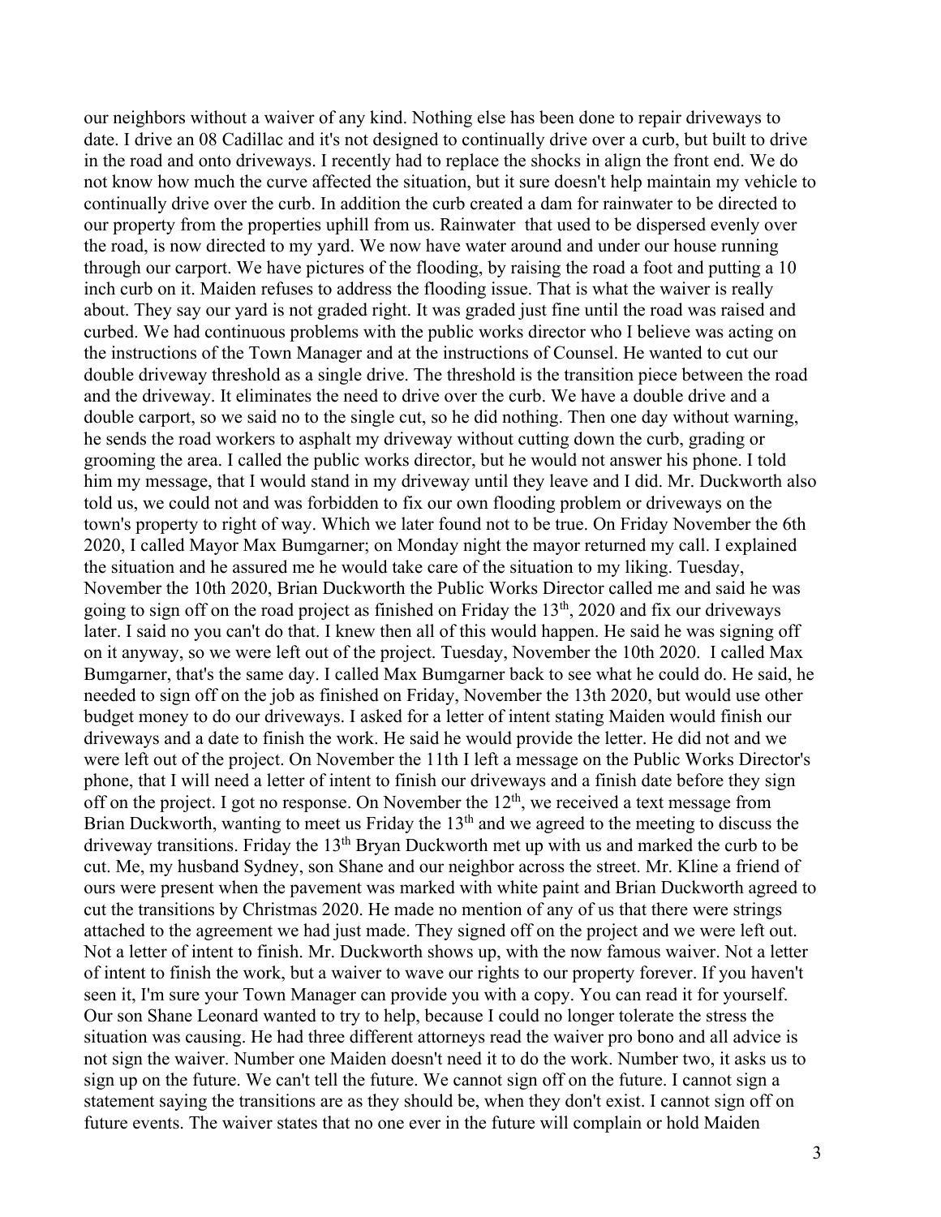our neighbors without a waiver of any kind. Nothing else has been done to repair driveways to date. I drive an 08 Cadillac and it's not designed to continually drive over a curb, but built to drive in the road and onto driveways. I recently had to replace the shocks in align the front end. We do not know how much the curve affected the situation, but it sure doesn't help maintain my vehicle to continually drive over the curb. In addition the curb created a dam for rainwater to be directed to our property from the properties uphill from us. Rainwater that used to be dispersed evenly over the road, is now directed to my yard. We now have water around and under our house running through our carport. We have pictures of the flooding, by raising the road a foot and putting a 10 inch curb on it. Maiden refuses to address the flooding issue. That is what the waiver is really about. They say our yard is not graded right. It was graded just fine until the road was raised and curbed. We had continuous problems with the public works director who I believe was acting on the instructions of the Town Manager and at the instructions of Counsel. He wanted to cut our double driveway threshold as a single drive. The threshold is the transition piece between the road and the driveway. It eliminates the need to drive over the curb. We have a double drive and a double carport, so we said no to the single cut, so he did nothing. Then one day without warning, he sends the road workers to asphalt my driveway without cutting down the curb, grading or grooming the area. I called the public works director, but he would not answer his phone. I told him my message, that I would stand in my driveway until they leave and I did. Mr. Duckworth also told us, we could not and was forbidden to fix our own flooding problem or driveways on the town's property to right of way. Which we later found not to be true. On Friday November the 6th 2020, I called Mayor Max Bumgarner; on Monday night the mayor returned my call. I explained the situation and he assured me he would take care of the situation to my liking. Tuesday, November the 10th 2020, Brian Duckworth the Public Works Director called me and said he was going to sign off on the road project as finished on Friday the 13th, 2020 and fix our driveways later. I said no you can't do that. I knew then all of this would happen. He said he was signing off on it anyway, so we were left out of the project. Tuesday, November the 10th 2020. I called Max Bumgarner, that's the same day. I called Max Bumgarner back to see what he could do. He said, he needed to sign off on the job as finished on Friday, November the 13th 2020, but would use other budget money to do our driveways. I asked for a letter of intent stating Maiden would finish our driveways and a date to finish the work. He said he would provide the letter. He did not and we were left out of the project. On November the 11th I left a message on the Public Works Director's phone, that I will need a letter of intent to finish our driveways and a finish date before they sign off on the project. I got no response. On November the 12th, we received a text message from Brian Duckworth, wanting to meet us Friday the 13th and we agreed to the meeting to discuss the driveway transitions. Friday the 13th Bryan Duckworth met up with us and marked the curb to be cut. Me, my husband Sydney, son Shane and our neighbor across the street. Mr. Kline a friend of ours were present when the pavement was marked with white paint and Brian Duckworth agreed to cut the transitions by Christmas 2020. He made no mention of any of us that there were strings attached to the agreement we had just made. They signed off on the project and we were left out. Not a letter of intent to finish. Mr. Duckworth shows up, with the now famous waiver. Not a letter of intent to finish the work, but a waiver to wave our rights to our property forever. If you haven't seen it, I'm sure your Town Manager can provide you with a copy. You can read it for yourself. Our son Shane Leonard wanted to try to help, because I could no longer tolerate the stress the situation was causing. He had three different attorneys read the waiver pro bono and all advice is not sign the waiver. Number one Maiden doesn't need it to do the work. Number two, it asks us to sign up on the future. We can't tell the future. We cannot sign off on the future. I cannot sign a statement saying the transitions are as they should be, when they don't exist. I cannot sign off on future events. The waiver states that no one ever in the future will complain or hold Maiden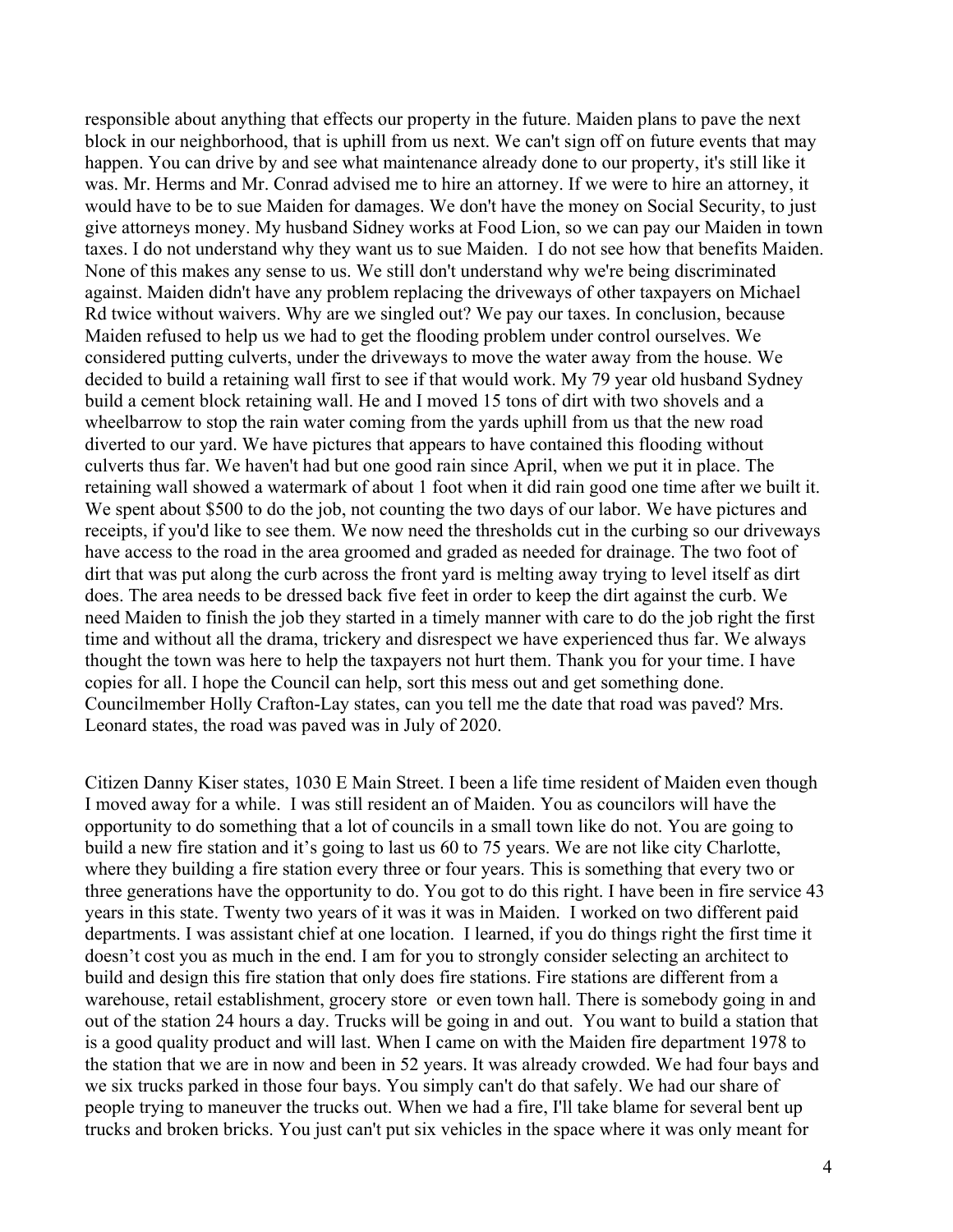responsible about anything that effects our property in the future. Maiden plans to pave the next block in our neighborhood, that is uphill from us next. We can't sign off on future events that may happen. You can drive by and see what maintenance already done to our property, it's still like it was. Mr. Herms and Mr. Conrad advised me to hire an attorney. If we were to hire an attorney, it would have to be to sue Maiden for damages. We don't have the money on Social Security, to just give attorneys money. My husband Sidney works at Food Lion, so we can pay our Maiden in town taxes. I do not understand why they want us to sue Maiden. I do not see how that benefits Maiden. None of this makes any sense to us. We still don't understand why we're being discriminated against. Maiden didn't have any problem replacing the driveways of other taxpayers on Michael Rd twice without waivers. Why are we singled out? We pay our taxes. In conclusion, because Maiden refused to help us we had to get the flooding problem under control ourselves. We considered putting culverts, under the driveways to move the water away from the house. We decided to build a retaining wall first to see if that would work. My 79 year old husband Sydney build a cement block retaining wall. He and I moved 15 tons of dirt with two shovels and a wheelbarrow to stop the rain water coming from the yards uphill from us that the new road diverted to our yard. We have pictures that appears to have contained this flooding without culverts thus far. We haven't had but one good rain since April, when we put it in place. The retaining wall showed a watermark of about 1 foot when it did rain good one time after we built it. We spent about $500 to do the job, not counting the two days of our labor. We have pictures and receipts, if you'd like to see them. We now need the thresholds cut in the curbing so our driveways have access to the road in the area groomed and graded as needed for drainage. The two foot of dirt that was put along the curb across the front yard is melting away trying to level itself as dirt does. The area needs to be dressed back five feet in order to keep the dirt against the curb. We need Maiden to finish the job they started in a timely manner with care to do the job right the first time and without all the drama, trickery and disrespect we have experienced thus far. We always thought the town was here to help the taxpayers not hurt them. Thank you for your time. I have copies for all. I hope the Council can help, sort this mess out and get something done. Councilmember Holly Crafton-Lay states, can you tell me the date that road was paved? Mrs. Leonard states, the road was paved was in July of 2020.

Citizen Danny Kiser states, 1030 E Main Street. I been a life time resident of Maiden even though I moved away for a while. I was still resident an of Maiden. You as councilors will have the opportunity to do something that a lot of councils in a small town like do not. You are going to build a new fire station and it's going to last us 60 to 75 years. We are not like city Charlotte, where they building a fire station every three or four years. This is something that every two or three generations have the opportunity to do. You got to do this right. I have been in fire service 43 years in this state. Twenty two years of it was it was in Maiden. I worked on two different paid departments. I was assistant chief at one location. I learned, if you do things right the first time it doesn't cost you as much in the end. I am for you to strongly consider selecting an architect to build and design this fire station that only does fire stations. Fire stations are different from a warehouse, retail establishment, grocery store or even town hall. There is somebody going in and out of the station 24 hours a day. Trucks will be going in and out. You want to build a station that is a good quality product and will last. When I came on with the Maiden fire department 1978 to the station that we are in now and been in 52 years. It was already crowded. We had four bays and we six trucks parked in those four bays. You simply can't do that safely. We had our share of people trying to maneuver the trucks out. When we had a fire, I'll take blame for several bent up trucks and broken bricks. You just can't put six vehicles in the space where it was only meant for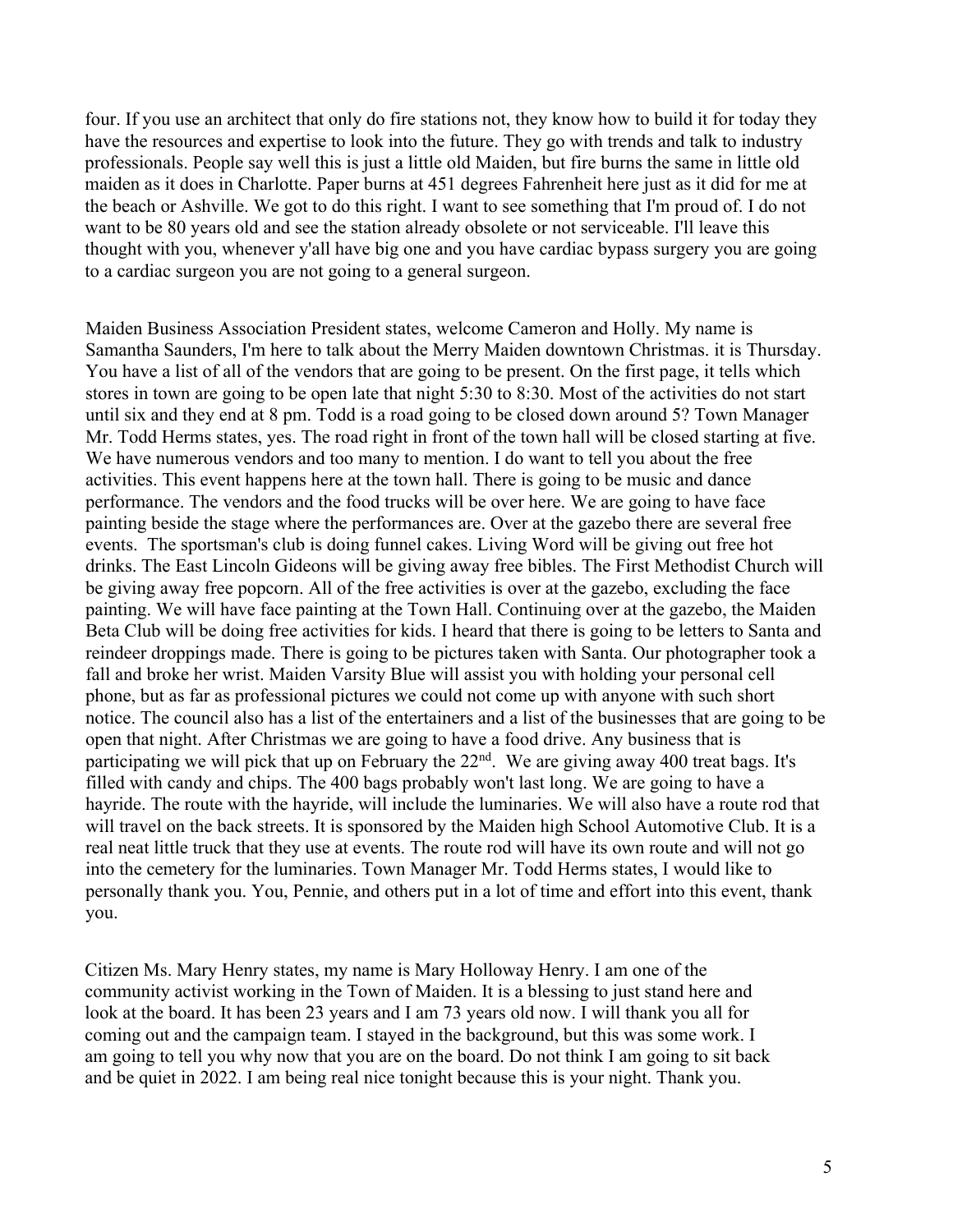four. If you use an architect that only do fire stations not, they know how to build it for today they have the resources and expertise to look into the future. They go with trends and talk to industry professionals. People say well this is just a little old Maiden, but fire burns the same in little old maiden as it does in Charlotte. Paper burns at 451 degrees Fahrenheit here just as it did for me at the beach or Ashville. We got to do this right. I want to see something that I'm proud of. I do not want to be 80 years old and see the station already obsolete or not serviceable. I'll leave this thought with you, whenever y'all have big one and you have cardiac bypass surgery you are going to a cardiac surgeon you are not going to a general surgeon.

Maiden Business Association President states, welcome Cameron and Holly. My name is Samantha Saunders, I'm here to talk about the Merry Maiden downtown Christmas. it is Thursday. You have a list of all of the vendors that are going to be present. On the first page, it tells which stores in town are going to be open late that night 5:30 to 8:30. Most of the activities do not start until six and they end at 8 pm. Todd is a road going to be closed down around 5? Town Manager Mr. Todd Herms states, yes. The road right in front of the town hall will be closed starting at five. We have numerous vendors and too many to mention. I do want to tell you about the free activities. This event happens here at the town hall. There is going to be music and dance performance. The vendors and the food trucks will be over here. We are going to have face painting beside the stage where the performances are. Over at the gazebo there are several free events. The sportsman's club is doing funnel cakes. Living Word will be giving out free hot drinks. The East Lincoln Gideons will be giving away free bibles. The First Methodist Church will be giving away free popcorn. All of the free activities is over at the gazebo, excluding the face painting. We will have face painting at the Town Hall. Continuing over at the gazebo, the Maiden Beta Club will be doing free activities for kids. I heard that there is going to be letters to Santa and reindeer droppings made. There is going to be pictures taken with Santa. Our photographer took a fall and broke her wrist. Maiden Varsity Blue will assist you with holding your personal cell phone, but as far as professional pictures we could not come up with anyone with such short notice. The council also has a list of the entertainers and a list of the businesses that are going to be open that night. After Christmas we are going to have a food drive. Any business that is participating we will pick that up on February the 22nd. We are giving away 400 treat bags. It's filled with candy and chips. The 400 bags probably won't last long. We are going to have a hayride. The route with the hayride, will include the luminaries. We will also have a route rod that will travel on the back streets. It is sponsored by the Maiden high School Automotive Club. It is a real neat little truck that they use at events. The route rod will have its own route and will not go into the cemetery for the luminaries. Town Manager Mr. Todd Herms states, I would like to personally thank you. You, Pennie, and others put in a lot of time and effort into this event, thank you.

Citizen Ms. Mary Henry states, my name is Mary Holloway Henry. I am one of the community activist working in the Town of Maiden. It is a blessing to just stand here and look at the board. It has been 23 years and I am 73 years old now. I will thank you all for coming out and the campaign team. I stayed in the background, but this was some work. I am going to tell you why now that you are on the board. Do not think I am going to sit back and be quiet in 2022. I am being real nice tonight because this is your night. Thank you.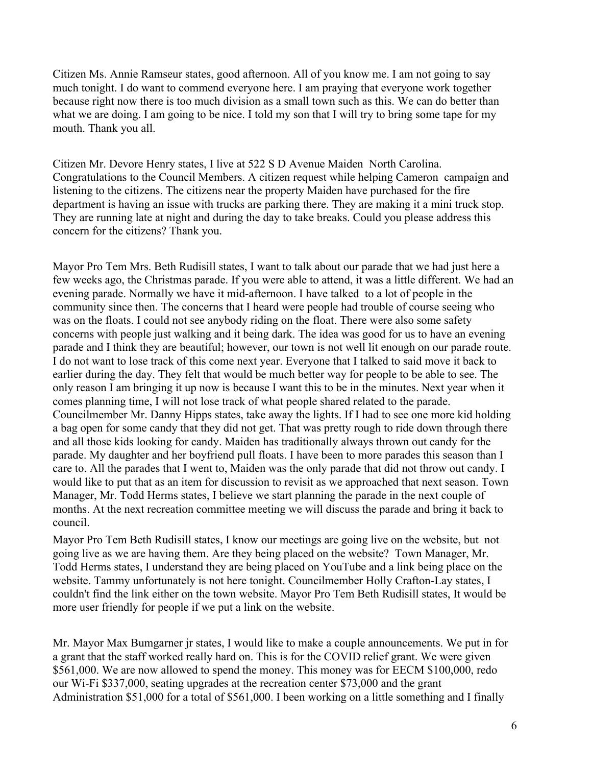Citizen Ms. Annie Ramseur states, good afternoon. All of you know me. I am not going to say much tonight. I do want to commend everyone here. I am praying that everyone work together because right now there is too much division as a small town such as this. We can do better than what we are doing. I am going to be nice. I told my son that I will try to bring some tape for my mouth. Thank you all.

Citizen Mr. Devore Henry states, I live at 522 S D Avenue Maiden North Carolina. Congratulations to the Council Members. A citizen request while helping Cameron campaign and listening to the citizens. The citizens near the property Maiden have purchased for the fire department is having an issue with trucks are parking there. They are making it a mini truck stop. They are running late at night and during the day to take breaks. Could you please address this concern for the citizens? Thank you.

Mayor Pro Tem Mrs. Beth Rudisill states, I want to talk about our parade that we had just here a few weeks ago, the Christmas parade. If you were able to attend, it was a little different. We had an evening parade. Normally we have it mid-afternoon. I have talked to a lot of people in the community since then. The concerns that I heard were people had trouble of course seeing who was on the floats. I could not see anybody riding on the float. There were also some safety concerns with people just walking and it being dark. The idea was good for us to have an evening parade and I think they are beautiful; however, our town is not well lit enough on our parade route. I do not want to lose track of this come next year. Everyone that I talked to said move it back to earlier during the day. They felt that would be much better way for people to be able to see. The only reason I am bringing it up now is because I want this to be in the minutes. Next year when it comes planning time, I will not lose track of what people shared related to the parade. Councilmember Mr. Danny Hipps states, take away the lights. If I had to see one more kid holding a bag open for some candy that they did not get. That was pretty rough to ride down through there and all those kids looking for candy. Maiden has traditionally always thrown out candy for the parade. My daughter and her boyfriend pull floats. I have been to more parades this season than I care to. All the parades that I went to, Maiden was the only parade that did not throw out candy. I would like to put that as an item for discussion to revisit as we approached that next season. Town Manager, Mr. Todd Herms states, I believe we start planning the parade in the next couple of months. At the next recreation committee meeting we will discuss the parade and bring it back to council.

Mayor Pro Tem Beth Rudisill states, I know our meetings are going live on the website, but not going live as we are having them. Are they being placed on the website? Town Manager, Mr. Todd Herms states, I understand they are being placed on YouTube and a link being place on the website. Tammy unfortunately is not here tonight. Councilmember Holly Crafton-Lay states, I couldn't find the link either on the town website. Mayor Pro Tem Beth Rudisill states, It would be more user friendly for people if we put a link on the website.

Mr. Mayor Max Bumgarner jr states, I would like to make a couple announcements. We put in for a grant that the staff worked really hard on. This is for the COVID relief grant. We were given $561,000. We are now allowed to spend the money. This money was for EECM $100,000, redo our Wi-Fi $337,000, seating upgrades at the recreation center $73,000 and the grant Administration $51,000 for a total of $561,000. I been working on a little something and I finally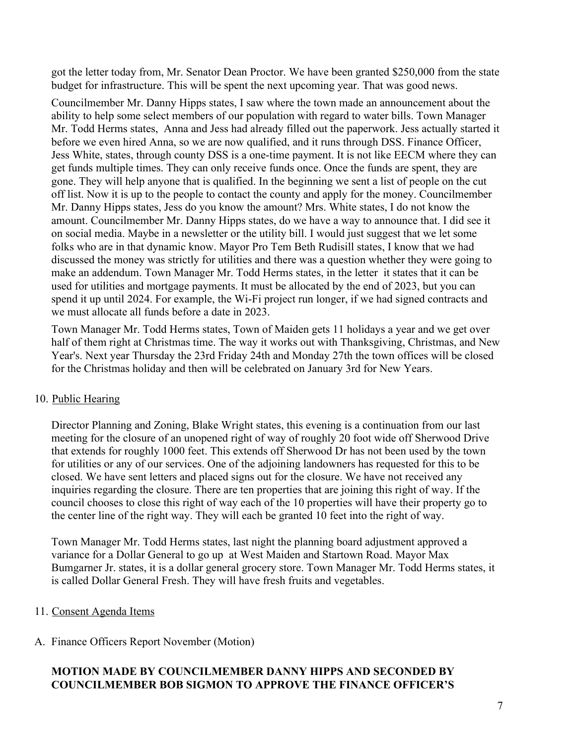got the letter today from, Mr. Senator Dean Proctor. We have been granted $250,000 from the state budget for infrastructure. This will be spent the next upcoming year. That was good news.

Councilmember Mr. Danny Hipps states, I saw where the town made an announcement about the ability to help some select members of our population with regard to water bills. Town Manager Mr. Todd Herms states, Anna and Jess had already filled out the paperwork. Jess actually started it before we even hired Anna, so we are now qualified, and it runs through DSS. Finance Officer, Jess White, states, through county DSS is a one-time payment. It is not like EECM where they can get funds multiple times. They can only receive funds once. Once the funds are spent, they are gone. They will help anyone that is qualified. In the beginning we sent a list of people on the cut off list. Now it is up to the people to contact the county and apply for the money. Councilmember Mr. Danny Hipps states, Jess do you know the amount? Mrs. White states, I do not know the amount. Councilmember Mr. Danny Hipps states, do we have a way to announce that. I did see it on social media. Maybe in a newsletter or the utility bill. I would just suggest that we let some folks who are in that dynamic know. Mayor Pro Tem Beth Rudisill states, I know that we had discussed the money was strictly for utilities and there was a question whether they were going to make an addendum. Town Manager Mr. Todd Herms states, in the letter it states that it can be used for utilities and mortgage payments. It must be allocated by the end of 2023, but you can spend it up until 2024. For example, the Wi-Fi project run longer, if we had signed contracts and we must allocate all funds before a date in 2023.

Town Manager Mr. Todd Herms states, Town of Maiden gets 11 holidays a year and we get over half of them right at Christmas time. The way it works out with Thanksgiving, Christmas, and New Year's. Next year Thursday the 23rd Friday 24th and Monday 27th the town offices will be closed for the Christmas holiday and then will be celebrated on January 3rd for New Years.

10. Public Hearing

Director Planning and Zoning, Blake Wright states, this evening is a continuation from our last meeting for the closure of an unopened right of way of roughly 20 foot wide off Sherwood Drive that extends for roughly 1000 feet. This extends off Sherwood Dr has not been used by the town for utilities or any of our services. One of the adjoining landowners has requested for this to be closed. We have sent letters and placed signs out for the closure. We have not received any inquiries regarding the closure. There are ten properties that are joining this right of way. If the council chooses to close this right of way each of the 10 properties will have their property go to the center line of the right way. They will each be granted 10 feet into the right of way.

Town Manager Mr. Todd Herms states, last night the planning board adjustment approved a variance for a Dollar General to go up at West Maiden and Startown Road. Mayor Max Bumgarner Jr. states, it is a dollar general grocery store. Town Manager Mr. Todd Herms states, it is called Dollar General Fresh. They will have fresh fruits and vegetables.

11. Consent Agenda Items

A. Finance Officers Report November (Motion)

**MOTION MADE BY COUNCILMEMBER DANNY HIPPS AND SECONDED BY COUNCILMEMBER BOB SIGMON TO APPROVE THE FINANCE OFFICER'S**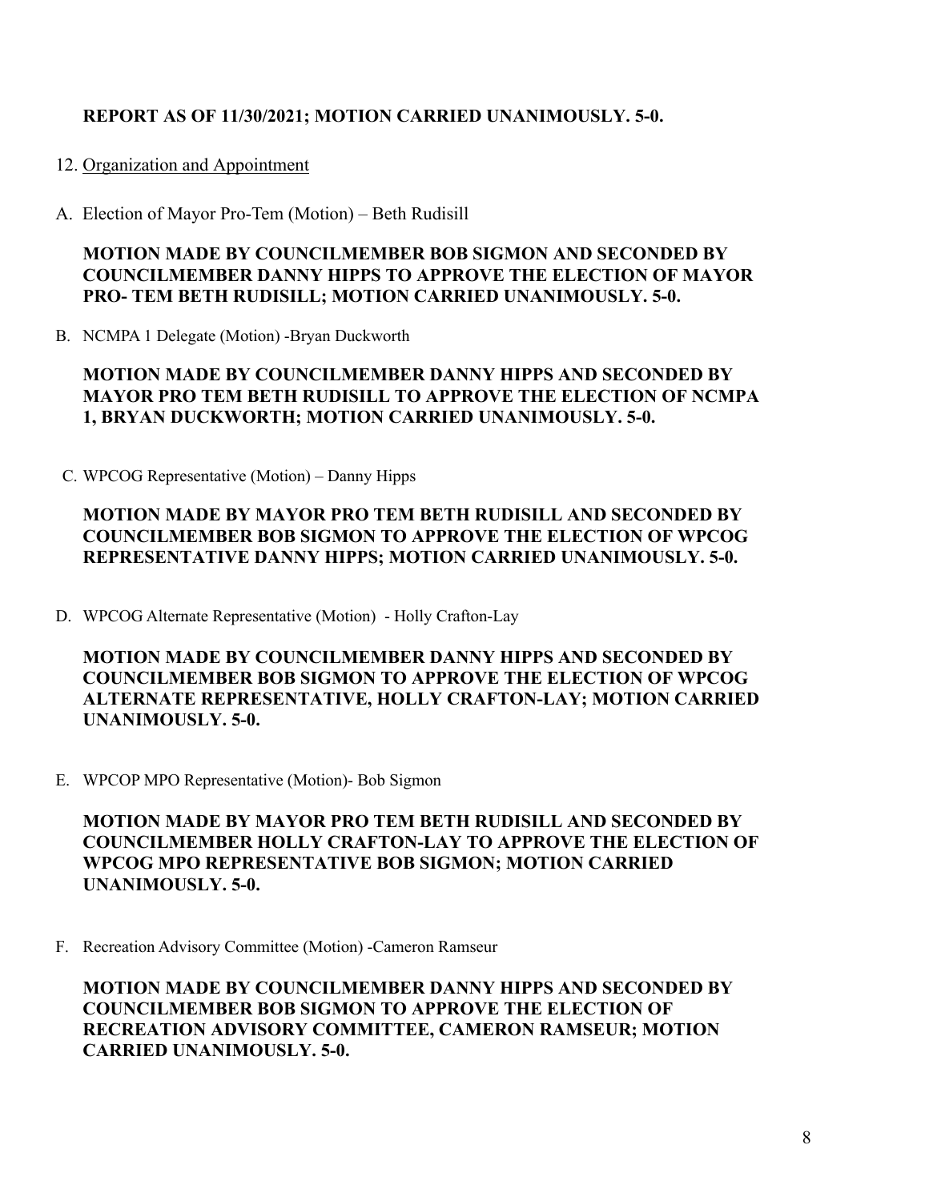**REPORT AS OF 11/30/2021; MOTION CARRIED UNANIMOUSLY. 5-0.**

12. Organization and Appointment

A. Election of Mayor Pro-Tem (Motion) – Beth Rudisill

**MOTION MADE BY COUNCILMEMBER BOB SIGMON AND SECONDED BY COUNCILMEMBER DANNY HIPPS TO APPROVE THE ELECTION OF MAYOR PRO- TEM BETH RUDISILL; MOTION CARRIED UNANIMOUSLY. 5-0.**

B. NCMPA 1 Delegate (Motion) -Bryan Duckworth

**MOTION MADE BY COUNCILMEMBER DANNY HIPPS AND SECONDED BY MAYOR PRO TEM BETH RUDISILL TO APPROVE THE ELECTION OF NCMPA 1, BRYAN DUCKWORTH; MOTION CARRIED UNANIMOUSLY. 5-0.**

C. WPCOG Representative (Motion) – Danny Hipps

**MOTION MADE BY MAYOR PRO TEM BETH RUDISILL AND SECONDED BY COUNCILMEMBER BOB SIGMON TO APPROVE THE ELECTION OF WPCOG REPRESENTATIVE DANNY HIPPS; MOTION CARRIED UNANIMOUSLY. 5-0.**

D. WPCOG Alternate Representative (Motion) - Holly Crafton-Lay

**MOTION MADE BY COUNCILMEMBER DANNY HIPPS AND SECONDED BY COUNCILMEMBER BOB SIGMON TO APPROVE THE ELECTION OF WPCOG ALTERNATE REPRESENTATIVE, HOLLY CRAFTON-LAY; MOTION CARRIED UNANIMOUSLY. 5-0.**

E. WPCOP MPO Representative (Motion)- Bob Sigmon

**MOTION MADE BY MAYOR PRO TEM BETH RUDISILL AND SECONDED BY COUNCILMEMBER HOLLY CRAFTON-LAY TO APPROVE THE ELECTION OF WPCOG MPO REPRESENTATIVE BOB SIGMON; MOTION CARRIED UNANIMOUSLY. 5-0.**

F. Recreation Advisory Committee (Motion) -Cameron Ramseur

**MOTION MADE BY COUNCILMEMBER DANNY HIPPS AND SECONDED BY COUNCILMEMBER BOB SIGMON TO APPROVE THE ELECTION OF RECREATION ADVISORY COMMITTEE, CAMERON RAMSEUR; MOTION CARRIED UNANIMOUSLY. 5-0.**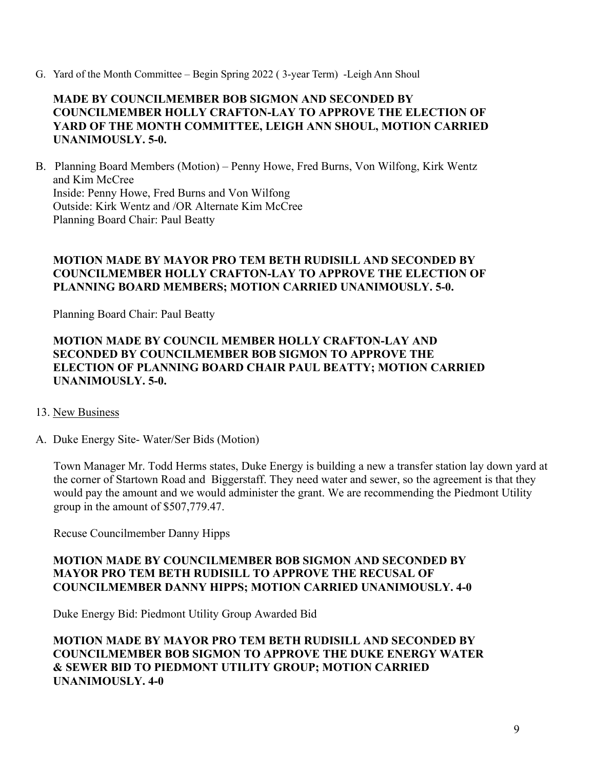G. Yard of the Month Committee – Begin Spring 2022 ( 3-year Term) -Leigh Ann Shoul

**MADE BY COUNCILMEMBER BOB SIGMON AND SECONDED BY COUNCILMEMBER HOLLY CRAFTON-LAY TO APPROVE THE ELECTION OF YARD OF THE MONTH COMMITTEE, LEIGH ANN SHOUL, MOTION CARRIED UNANIMOUSLY. 5-0.**

B. Planning Board Members (Motion) – Penny Howe, Fred Burns, Von Wilfong, Kirk Wentz and Kim McCree
Inside: Penny Howe, Fred Burns and Von Wilfong
Outside: Kirk Wentz and /OR Alternate Kim McCree
Planning Board Chair: Paul Beatty

**MOTION MADE BY MAYOR PRO TEM BETH RUDISILL AND SECONDED BY COUNCILMEMBER HOLLY CRAFTON-LAY TO APPROVE THE ELECTION OF PLANNING BOARD MEMBERS; MOTION CARRIED UNANIMOUSLY. 5-0.**

Planning Board Chair: Paul Beatty

**MOTION MADE BY COUNCIL MEMBER HOLLY CRAFTON-LAY AND SECONDED BY COUNCILMEMBER BOB SIGMON TO APPROVE THE ELECTION OF PLANNING BOARD CHAIR PAUL BEATTY; MOTION CARRIED UNANIMOUSLY. 5-0.**

13. <u>New Business</u>

A. Duke Energy Site- Water/Ser Bids (Motion)

Town Manager Mr. Todd Herms states, Duke Energy is building a new a transfer station lay down yard at the corner of Startown Road and Biggerstaff. They need water and sewer, so the agreement is that they would pay the amount and we would administer the grant. We are recommending the Piedmont Utility group in the amount of $507,779.47.

Recuse Councilmember Danny Hipps

**MOTION MADE BY COUNCILMEMBER BOB SIGMON AND SECONDED BY MAYOR PRO TEM BETH RUDISILL TO APPROVE THE RECUSAL OF COUNCILMEMBER DANNY HIPPS; MOTION CARRIED UNANIMOUSLY. 4-0**

Duke Energy Bid: Piedmont Utility Group Awarded Bid

**MOTION MADE BY MAYOR PRO TEM BETH RUDISILL AND SECONDED BY COUNCILMEMBER BOB SIGMON TO APPROVE THE DUKE ENERGY WATER & SEWER BID TO PIEDMONT UTILITY GROUP; MOTION CARRIED UNANIMOUSLY. 4-0**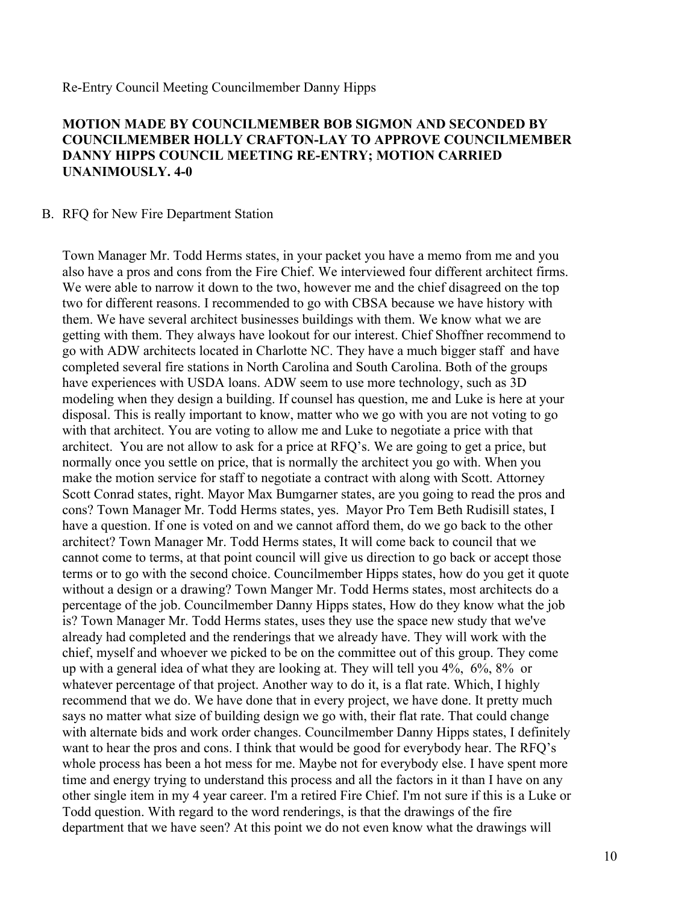Re-Entry Council Meeting Councilmember Danny Hipps

**MOTION MADE BY COUNCILMEMBER BOB SIGMON AND SECONDED BY COUNCILMEMBER HOLLY CRAFTON-LAY TO APPROVE COUNCILMEMBER DANNY HIPPS COUNCIL MEETING RE-ENTRY; MOTION CARRIED UNANIMOUSLY. 4-0**

B. RFQ for New Fire Department Station

Town Manager Mr. Todd Herms states, in your packet you have a memo from me and you also have a pros and cons from the Fire Chief. We interviewed four different architect firms. We were able to narrow it down to the two, however me and the chief disagreed on the top two for different reasons. I recommended to go with CBSA because we have history with them. We have several architect businesses buildings with them. We know what we are getting with them. They always have lookout for our interest. Chief Shoffner recommend to go with ADW architects located in Charlotte NC. They have a much bigger staff and have completed several fire stations in North Carolina and South Carolina. Both of the groups have experiences with USDA loans. ADW seem to use more technology, such as 3D modeling when they design a building. If counsel has question, me and Luke is here at your disposal. This is really important to know, matter who we go with you are not voting to go with that architect. You are voting to allow me and Luke to negotiate a price with that architect. You are not allow to ask for a price at RFQ's. We are going to get a price, but normally once you settle on price, that is normally the architect you go with. When you make the motion service for staff to negotiate a contract with along with Scott. Attorney Scott Conrad states, right. Mayor Max Bumgarner states, are you going to read the pros and cons? Town Manager Mr. Todd Herms states, yes. Mayor Pro Tem Beth Rudisill states, I have a question. If one is voted on and we cannot afford them, do we go back to the other architect? Town Manager Mr. Todd Herms states, It will come back to council that we cannot come to terms, at that point council will give us direction to go back or accept those terms or to go with the second choice. Councilmember Hipps states, how do you get it quote without a design or a drawing? Town Manger Mr. Todd Herms states, most architects do a percentage of the job. Councilmember Danny Hipps states, How do they know what the job is? Town Manager Mr. Todd Herms states, uses they use the space new study that we've already had completed and the renderings that we already have. They will work with the chief, myself and whoever we picked to be on the committee out of this group. They come up with a general idea of what they are looking at. They will tell you 4%, 6%, 8% or whatever percentage of that project. Another way to do it, is a flat rate. Which, I highly recommend that we do. We have done that in every project, we have done. It pretty much says no matter what size of building design we go with, their flat rate. That could change with alternate bids and work order changes. Councilmember Danny Hipps states, I definitely want to hear the pros and cons. I think that would be good for everybody hear. The RFQ's whole process has been a hot mess for me. Maybe not for everybody else. I have spent more time and energy trying to understand this process and all the factors in it than I have on any other single item in my 4 year career. I'm a retired Fire Chief. I'm not sure if this is a Luke or Todd question. With regard to the word renderings, is that the drawings of the fire department that we have seen? At this point we do not even know what the drawings will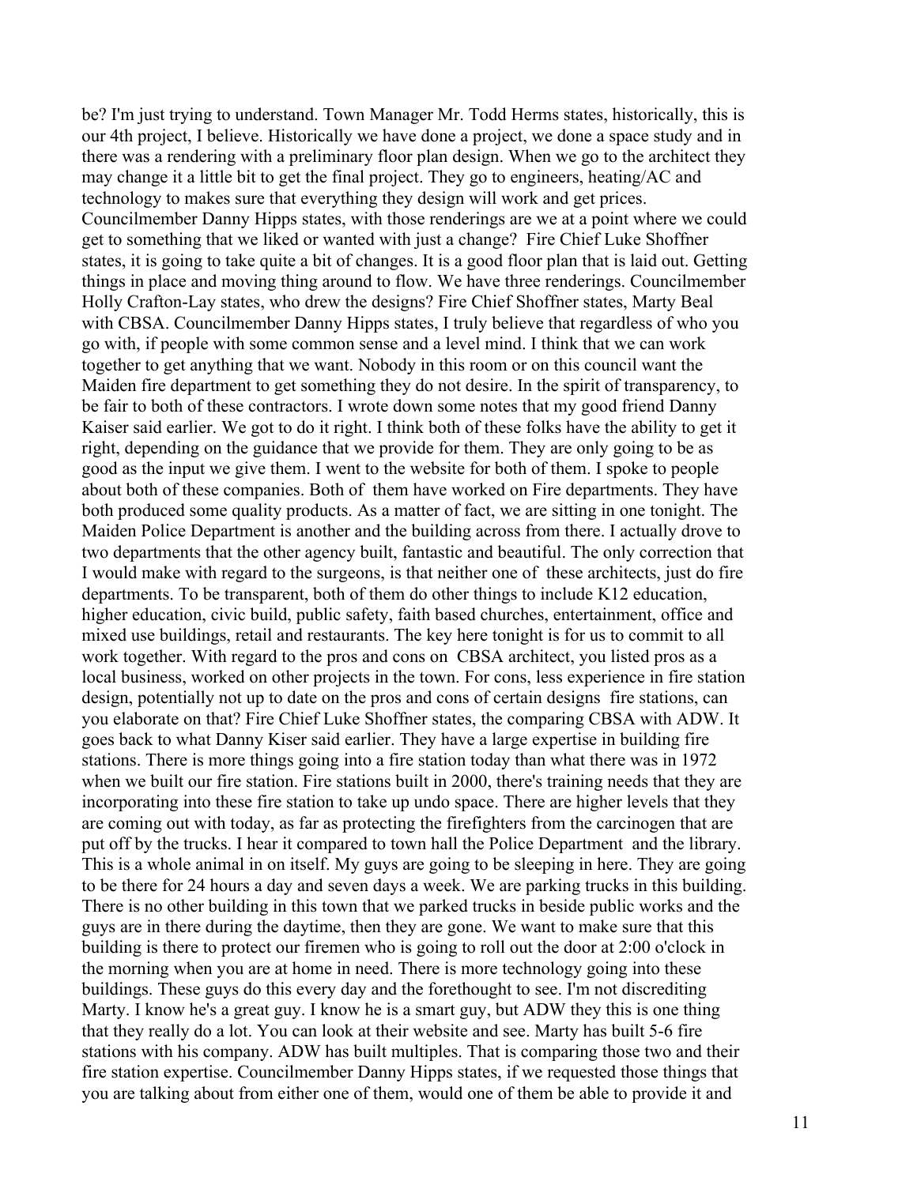be? I'm just trying to understand. Town Manager Mr. Todd Herms states, historically, this is our 4th project, I believe. Historically we have done a project, we done a space study and in there was a rendering with a preliminary floor plan design. When we go to the architect they may change it a little bit to get the final project. They go to engineers, heating/AC and technology to makes sure that everything they design will work and get prices. Councilmember Danny Hipps states, with those renderings are we at a point where we could get to something that we liked or wanted with just a change? Fire Chief Luke Shoffner states, it is going to take quite a bit of changes. It is a good floor plan that is laid out. Getting things in place and moving thing around to flow. We have three renderings. Councilmember Holly Crafton-Lay states, who drew the designs? Fire Chief Shoffner states, Marty Beal with CBSA. Councilmember Danny Hipps states, I truly believe that regardless of who you go with, if people with some common sense and a level mind. I think that we can work together to get anything that we want. Nobody in this room or on this council want the Maiden fire department to get something they do not desire. In the spirit of transparency, to be fair to both of these contractors. I wrote down some notes that my good friend Danny Kaiser said earlier. We got to do it right. I think both of these folks have the ability to get it right, depending on the guidance that we provide for them. They are only going to be as good as the input we give them. I went to the website for both of them. I spoke to people about both of these companies. Both of them have worked on Fire departments. They have both produced some quality products. As a matter of fact, we are sitting in one tonight. The Maiden Police Department is another and the building across from there. I actually drove to two departments that the other agency built, fantastic and beautiful. The only correction that I would make with regard to the surgeons, is that neither one of these architects, just do fire departments. To be transparent, both of them do other things to include K12 education, higher education, civic build, public safety, faith based churches, entertainment, office and mixed use buildings, retail and restaurants. The key here tonight is for us to commit to all work together. With regard to the pros and cons on CBSA architect, you listed pros as a local business, worked on other projects in the town. For cons, less experience in fire station design, potentially not up to date on the pros and cons of certain designs fire stations, can you elaborate on that? Fire Chief Luke Shoffner states, the comparing CBSA with ADW. It goes back to what Danny Kiser said earlier. They have a large expertise in building fire stations. There is more things going into a fire station today than what there was in 1972 when we built our fire station. Fire stations built in 2000, there's training needs that they are incorporating into these fire station to take up undo space. There are higher levels that they are coming out with today, as far as protecting the firefighters from the carcinogen that are put off by the trucks. I hear it compared to town hall the Police Department and the library. This is a whole animal in on itself. My guys are going to be sleeping in here. They are going to be there for 24 hours a day and seven days a week. We are parking trucks in this building. There is no other building in this town that we parked trucks in beside public works and the guys are in there during the daytime, then they are gone. We want to make sure that this building is there to protect our firemen who is going to roll out the door at 2:00 o'clock in the morning when you are at home in need. There is more technology going into these buildings. These guys do this every day and the forethought to see. I'm not discrediting Marty. I know he's a great guy. I know he is a smart guy, but ADW they this is one thing that they really do a lot. You can look at their website and see. Marty has built 5-6 fire stations with his company. ADW has built multiples. That is comparing those two and their fire station expertise. Councilmember Danny Hipps states, if we requested those things that you are talking about from either one of them, would one of them be able to provide it and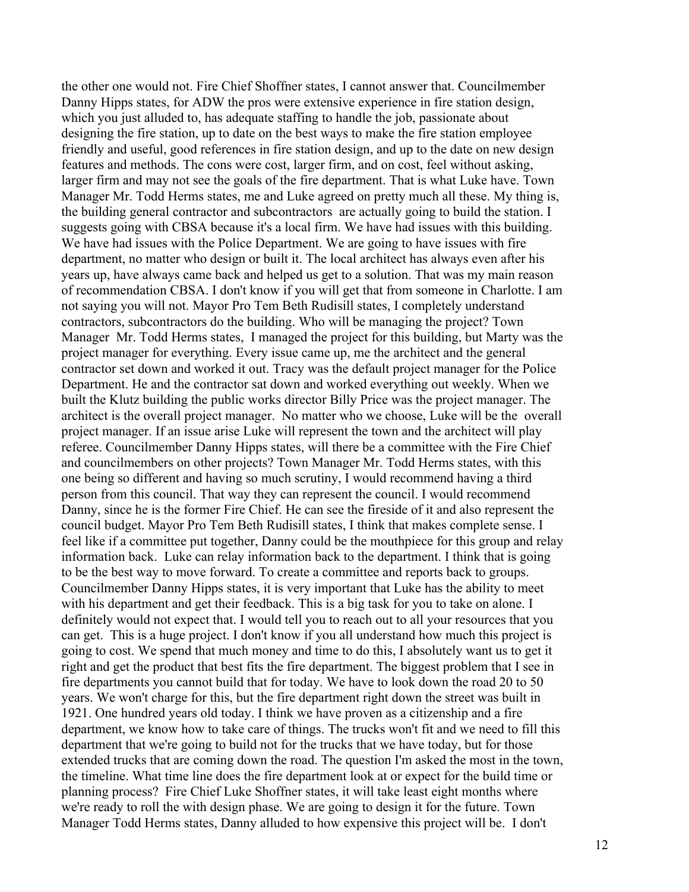the other one would not. Fire Chief Shoffner states, I cannot answer that. Councilmember Danny Hipps states, for ADW the pros were extensive experience in fire station design, which you just alluded to, has adequate staffing to handle the job, passionate about designing the fire station, up to date on the best ways to make the fire station employee friendly and useful, good references in fire station design, and up to the date on new design features and methods. The cons were cost, larger firm, and on cost, feel without asking, larger firm and may not see the goals of the fire department. That is what Luke have. Town Manager Mr. Todd Herms states, me and Luke agreed on pretty much all these. My thing is, the building general contractor and subcontractors are actually going to build the station. I suggests going with CBSA because it's a local firm. We have had issues with this building. We have had issues with the Police Department. We are going to have issues with fire department, no matter who design or built it. The local architect has always even after his years up, have always came back and helped us get to a solution. That was my main reason of recommendation CBSA. I don't know if you will get that from someone in Charlotte. I am not saying you will not. Mayor Pro Tem Beth Rudisill states, I completely understand contractors, subcontractors do the building. Who will be managing the project? Town Manager Mr. Todd Herms states, I managed the project for this building, but Marty was the project manager for everything. Every issue came up, me the architect and the general contractor set down and worked it out. Tracy was the default project manager for the Police Department. He and the contractor sat down and worked everything out weekly. When we built the Klutz building the public works director Billy Price was the project manager. The architect is the overall project manager. No matter who we choose, Luke will be the overall project manager. If an issue arise Luke will represent the town and the architect will play referee. Councilmember Danny Hipps states, will there be a committee with the Fire Chief and councilmembers on other projects? Town Manager Mr. Todd Herms states, with this one being so different and having so much scrutiny, I would recommend having a third person from this council. That way they can represent the council. I would recommend Danny, since he is the former Fire Chief. He can see the fireside of it and also represent the council budget. Mayor Pro Tem Beth Rudisill states, I think that makes complete sense. I feel like if a committee put together, Danny could be the mouthpiece for this group and relay information back. Luke can relay information back to the department. I think that is going to be the best way to move forward. To create a committee and reports back to groups. Councilmember Danny Hipps states, it is very important that Luke has the ability to meet with his department and get their feedback. This is a big task for you to take on alone. I definitely would not expect that. I would tell you to reach out to all your resources that you can get. This is a huge project. I don't know if you all understand how much this project is going to cost. We spend that much money and time to do this, I absolutely want us to get it right and get the product that best fits the fire department. The biggest problem that I see in fire departments you cannot build that for today. We have to look down the road 20 to 50 years. We won't charge for this, but the fire department right down the street was built in 1921. One hundred years old today. I think we have proven as a citizenship and a fire department, we know how to take care of things. The trucks won't fit and we need to fill this department that we're going to build not for the trucks that we have today, but for those extended trucks that are coming down the road. The question I'm asked the most in the town, the timeline. What time line does the fire department look at or expect for the build time or planning process? Fire Chief Luke Shoffner states, it will take least eight months where we're ready to roll the with design phase. We are going to design it for the future. Town Manager Todd Herms states, Danny alluded to how expensive this project will be. I don't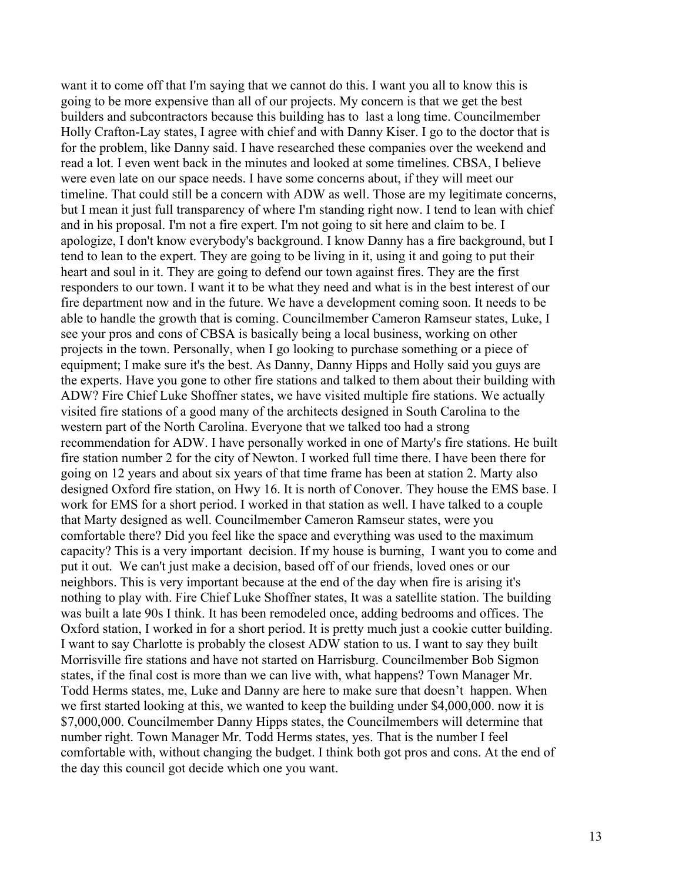want it to come off that I'm saying that we cannot do this. I want you all to know this is going to be more expensive than all of our projects. My concern is that we get the best builders and subcontractors because this building has to last a long time. Councilmember Holly Crafton-Lay states, I agree with chief and with Danny Kiser. I go to the doctor that is for the problem, like Danny said. I have researched these companies over the weekend and read a lot. I even went back in the minutes and looked at some timelines. CBSA, I believe were even late on our space needs. I have some concerns about, if they will meet our timeline. That could still be a concern with ADW as well. Those are my legitimate concerns, but I mean it just full transparency of where I'm standing right now. I tend to lean with chief and in his proposal. I'm not a fire expert. I'm not going to sit here and claim to be. I apologize, I don't know everybody's background. I know Danny has a fire background, but I tend to lean to the expert. They are going to be living in it, using it and going to put their heart and soul in it. They are going to defend our town against fires. They are the first responders to our town. I want it to be what they need and what is in the best interest of our fire department now and in the future. We have a development coming soon. It needs to be able to handle the growth that is coming. Councilmember Cameron Ramseur states, Luke, I see your pros and cons of CBSA is basically being a local business, working on other projects in the town. Personally, when I go looking to purchase something or a piece of equipment; I make sure it's the best. As Danny, Danny Hipps and Holly said you guys are the experts. Have you gone to other fire stations and talked to them about their building with ADW? Fire Chief Luke Shoffner states, we have visited multiple fire stations. We actually visited fire stations of a good many of the architects designed in South Carolina to the western part of the North Carolina. Everyone that we talked too had a strong recommendation for ADW. I have personally worked in one of Marty's fire stations. He built fire station number 2 for the city of Newton. I worked full time there. I have been there for going on 12 years and about six years of that time frame has been at station 2. Marty also designed Oxford fire station, on Hwy 16. It is north of Conover. They house the EMS base. I work for EMS for a short period. I worked in that station as well. I have talked to a couple that Marty designed as well. Councilmember Cameron Ramseur states, were you comfortable there? Did you feel like the space and everything was used to the maximum capacity? This is a very important decision. If my house is burning, I want you to come and put it out. We can't just make a decision, based off of our friends, loved ones or our neighbors. This is very important because at the end of the day when fire is arising it's nothing to play with. Fire Chief Luke Shoffner states, It was a satellite station. The building was built a late 90s I think. It has been remodeled once, adding bedrooms and offices. The Oxford station, I worked in for a short period. It is pretty much just a cookie cutter building. I want to say Charlotte is probably the closest ADW station to us. I want to say they built Morrisville fire stations and have not started on Harrisburg. Councilmember Bob Sigmon states, if the final cost is more than we can live with, what happens? Town Manager Mr. Todd Herms states, me, Luke and Danny are here to make sure that doesn't happen. When we first started looking at this, we wanted to keep the building under $4,000,000. now it is $7,000,000. Councilmember Danny Hipps states, the Councilmembers will determine that number right. Town Manager Mr. Todd Herms states, yes. That is the number I feel comfortable with, without changing the budget. I think both got pros and cons. At the end of the day this council got decide which one you want.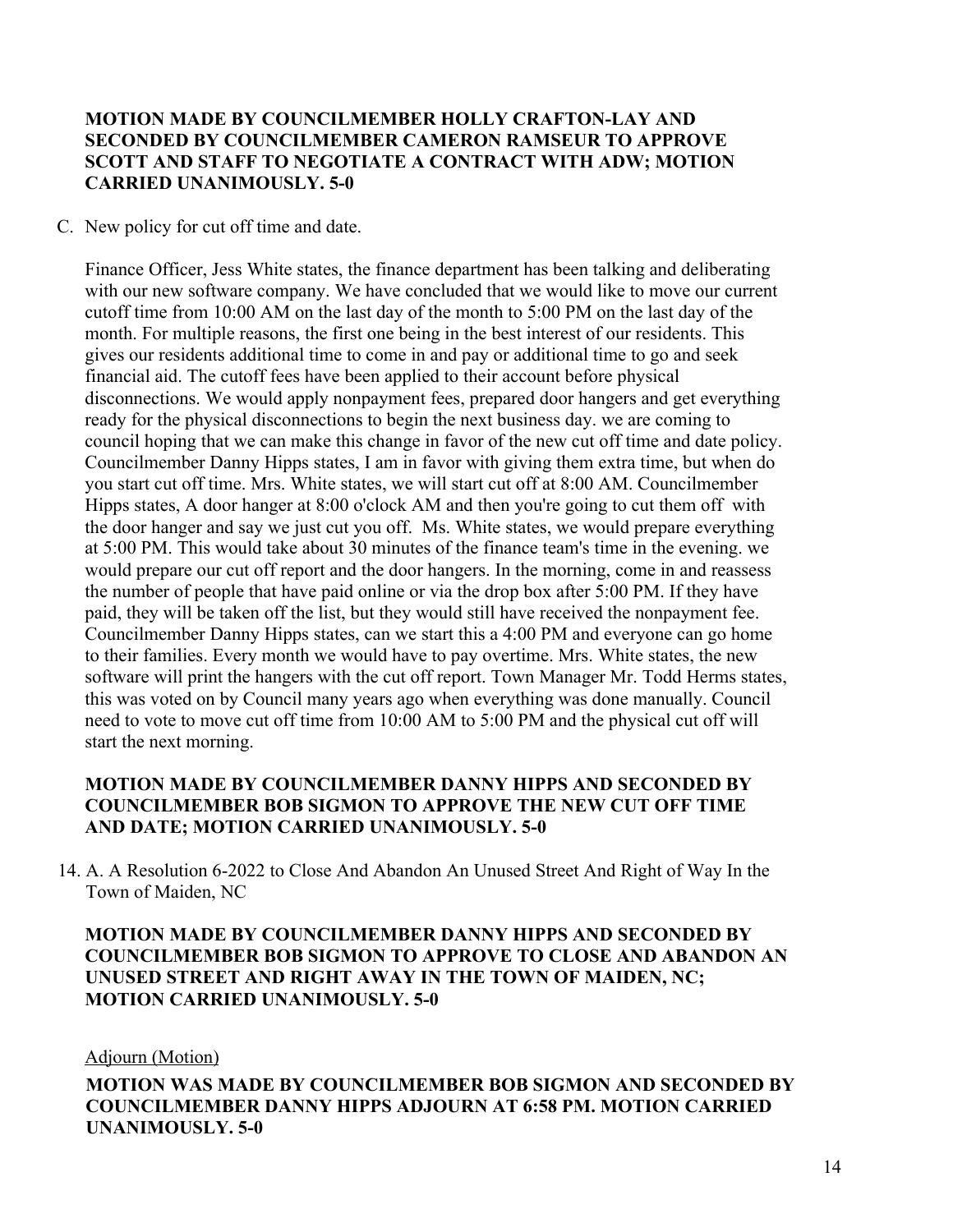**MOTION MADE BY COUNCILMEMBER HOLLY CRAFTON-LAY AND SECONDED BY COUNCILMEMBER CAMERON RAMSEUR TO APPROVE SCOTT AND STAFF TO NEGOTIATE A CONTRACT WITH ADW; MOTION CARRIED UNANIMOUSLY. 5-0**

C. New policy for cut off time and date.

Finance Officer, Jess White states, the finance department has been talking and deliberating with our new software company. We have concluded that we would like to move our current cutoff time from 10:00 AM on the last day of the month to 5:00 PM on the last day of the month. For multiple reasons, the first one being in the best interest of our residents. This gives our residents additional time to come in and pay or additional time to go and seek financial aid. The cutoff fees have been applied to their account before physical disconnections. We would apply nonpayment fees, prepared door hangers and get everything ready for the physical disconnections to begin the next business day. we are coming to council hoping that we can make this change in favor of the new cut off time and date policy. Councilmember Danny Hipps states, I am in favor with giving them extra time, but when do you start cut off time. Mrs. White states, we will start cut off at 8:00 AM. Councilmember Hipps states, A door hanger at 8:00 o'clock AM and then you're going to cut them off with the door hanger and say we just cut you off. Ms. White states, we would prepare everything at 5:00 PM. This would take about 30 minutes of the finance team's time in the evening. we would prepare our cut off report and the door hangers. In the morning, come in and reassess the number of people that have paid online or via the drop box after 5:00 PM. If they have paid, they will be taken off the list, but they would still have received the nonpayment fee. Councilmember Danny Hipps states, can we start this a 4:00 PM and everyone can go home to their families. Every month we would have to pay overtime. Mrs. White states, the new software will print the hangers with the cut off report. Town Manager Mr. Todd Herms states, this was voted on by Council many years ago when everything was done manually. Council need to vote to move cut off time from 10:00 AM to 5:00 PM and the physical cut off will start the next morning.

**MOTION MADE BY COUNCILMEMBER DANNY HIPPS AND SECONDED BY COUNCILMEMBER BOB SIGMON TO APPROVE THE NEW CUT OFF TIME AND DATE; MOTION CARRIED UNANIMOUSLY. 5-0**

14. A. A Resolution 6-2022 to Close And Abandon An Unused Street And Right of Way In the Town of Maiden, NC

**MOTION MADE BY COUNCILMEMBER DANNY HIPPS AND SECONDED BY COUNCILMEMBER BOB SIGMON TO APPROVE TO CLOSE AND ABANDON AN UNUSED STREET AND RIGHT AWAY IN THE TOWN OF MAIDEN, NC; MOTION CARRIED UNANIMOUSLY. 5-0**

Adjourn (Motion)

**MOTION WAS MADE BY COUNCILMEMBER BOB SIGMON AND SECONDED BY COUNCILMEMBER DANNY HIPPS ADJOURN AT 6:58 PM. MOTION CARRIED UNANIMOUSLY. 5-0**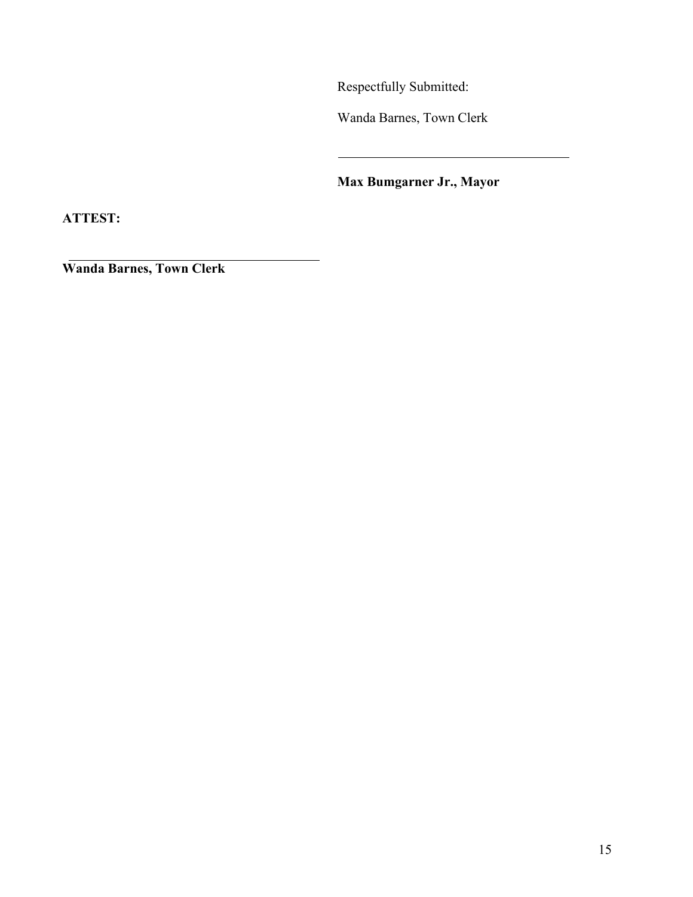Respectfully Submitted:

Wanda Barnes, Town Clerk

\_\_\_\_\_\_\_\_\_\_\_\_\_\_\_\_\_\_\_\_\_\_\_\_\_\_\_\_\_\_\_\_\_\_\_

**Max Bumgarner Jr., Mayor**

**ATTEST:**

\_\_\_\_\_\_\_\_\_\_\_\_\_\_\_\_\_\_\_\_\_\_\_\_\_\_\_\_\_\_\_\_\_\_\_

**Wanda Barnes, Town Clerk**